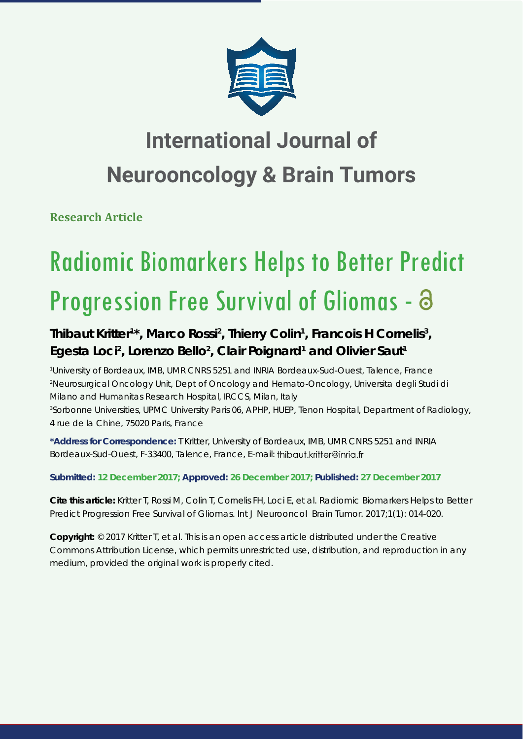# International Journal of Neurooncology & Brain Tumors

**Research Article**

# Radiomic Biomarkers Helps to Better Predict Progression Free Survival of Gliomas

**Thibaut Kritter[1]*, Marco Rossi[2], Thierry Colin[1], Francois H Cornelis[3], Egesta Loci[2], Lorenzo Bello[2], Clair Poignard[1] and Olivier Saut[1]**

[1]University of Bordeaux, IMB, UMR CNRS 5251 and INRIA Bordeaux-Sud-Ouest, Talence, France
[2]Neurosurgical Oncology Unit, Dept of Oncology and Hemato-Oncology, Universita degli Studi di Milano and Humanitas Research Hospital, IRCCS, Milan, Italy
[3]Sorbonne Universities, UPMC University Paris 06, APHP, HUEP, Tenon Hospital, Department of Radiology, 4 rue de la Chine, 75020 Paris, France

**\*Address for Correspondence:** T Kritter, University of Bordeaux, IMB, UMR CNRS 5251 and INRIA Bordeaux-Sud-Ouest, F-33400, Talence, France, E-mail: thibaut.kritter@inria.fr

**Submitted: 12 December 2017; Approved: 26 December 2017; Published: 27 December 2017**

**Cite this article:** Kritter T, Rossi M, Colin T, Cornelis FH, Loci E, et al. Radiomic Biomarkers Helps to Better Predict Progression Free Survival of Gliomas. Int J Neurooncol Brain Tumor. 2017;1(1): 014-020.

**Copyright:** © 2017 Kritter T, et al. This is an open access article distributed under the Creative Commons Attribution License, which permits unrestricted use, distribution, and reproduction in any medium, provided the original work is properly cited.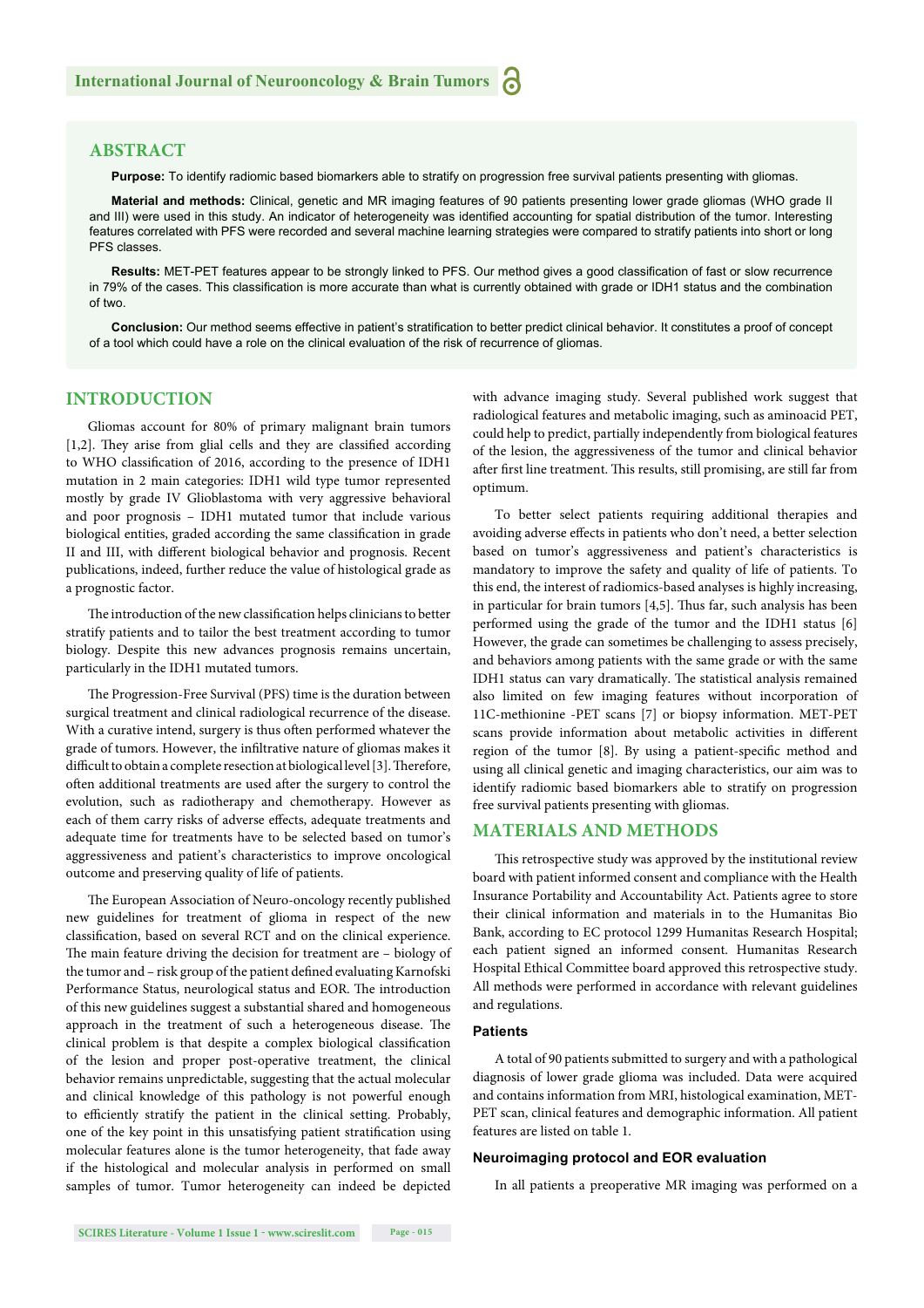## ABSTRACT

**Purpose:** To identify radiomic based biomarkers able to stratify on progression free survival patients presenting with gliomas.

**Material and methods:** Clinical, genetic and MR imaging features of 90 patients presenting lower grade gliomas (WHO grade II and III) were used in this study. An indicator of heterogeneity was identified accounting for spatial distribution of the tumor. Interesting features correlated with PFS were recorded and several machine learning strategies were compared to stratify patients into short or long PFS classes.

**Results:** MET-PET features appear to be strongly linked to PFS. Our method gives a good classification of fast or slow recurrence in 79% of the cases. This classification is more accurate than what is currently obtained with grade or IDH1 status and the combination of two.

**Conclusion:** Our method seems effective in patient's stratification to better predict clinical behavior. It constitutes a proof of concept of a tool which could have a role on the clinical evaluation of the risk of recurrence of gliomas.

## INTRODUCTION

Gliomas account for 80% of primary malignant brain tumors [1,2]. They arise from glial cells and they are classified according to WHO classification of 2016, according to the presence of IDH1 mutation in 2 main categories: IDH1 wild type tumor represented mostly by grade IV Glioblastoma with very aggressive behavioral and poor prognosis – IDH1 mutated tumor that include various biological entities, graded according the same classification in grade II and III, with different biological behavior and prognosis. Recent publications, indeed, further reduce the value of histological grade as a prognostic factor.

The introduction of the new classification helps clinicians to better stratify patients and to tailor the best treatment according to tumor biology. Despite this new advances prognosis remains uncertain, particularly in the IDH1 mutated tumors.

The Progression-Free Survival (PFS) time is the duration between surgical treatment and clinical radiological recurrence of the disease. With a curative intend, surgery is thus often performed whatever the grade of tumors. However, the infiltrative nature of gliomas makes it difficult to obtain a complete resection at biological level [3]. Therefore, often additional treatments are used after the surgery to control the evolution, such as radiotherapy and chemotherapy. However as each of them carry risks of adverse effects, adequate treatments and adequate time for treatments have to be selected based on tumor's aggressiveness and patient's characteristics to improve oncological outcome and preserving quality of life of patients.

The European Association of Neuro-oncology recently published new guidelines for treatment of glioma in respect of the new classification, based on several RCT and on the clinical experience. The main feature driving the decision for treatment are – biology of the tumor and – risk group of the patient defined evaluating Karnofski Performance Status, neurological status and EOR. The introduction of this new guidelines suggest a substantial shared and homogeneous approach in the treatment of such a heterogeneous disease. The clinical problem is that despite a complex biological classification of the lesion and proper post-operative treatment, the clinical behavior remains unpredictable, suggesting that the actual molecular and clinical knowledge of this pathology is not powerful enough to efficiently stratify the patient in the clinical setting. Probably, one of the key point in this unsatisfying patient stratification using molecular features alone is the tumor heterogeneity, that fade away if the histological and molecular analysis in performed on small samples of tumor. Tumor heterogeneity can indeed be depicted with advance imaging study. Several published work suggest that radiological features and metabolic imaging, such as aminoacid PET, could help to predict, partially independently from biological features of the lesion, the aggressiveness of the tumor and clinical behavior after first line treatment. This results, still promising, are still far from optimum.

To better select patients requiring additional therapies and avoiding adverse effects in patients who don't need, a better selection based on tumor's aggressiveness and patient's characteristics is mandatory to improve the safety and quality of life of patients. To this end, the interest of radiomics-based analyses is highly increasing, in particular for brain tumors [4,5]. Thus far, such analysis has been performed using the grade of the tumor and the IDH1 status [6] However, the grade can sometimes be challenging to assess precisely, and behaviors among patients with the same grade or with the same IDH1 status can vary dramatically. The statistical analysis remained also limited on few imaging features without incorporation of 11C-methionine -PET scans [7] or biopsy information. MET-PET scans provide information about metabolic activities in different region of the tumor [8]. By using a patient-specific method and using all clinical genetic and imaging characteristics, our aim was to identify radiomic based biomarkers able to stratify on progression free survival patients presenting with gliomas.

## MATERIALS AND METHODS

This retrospective study was approved by the institutional review board with patient informed consent and compliance with the Health Insurance Portability and Accountability Act. Patients agree to store their clinical information and materials in to the Humanitas Bio Bank, according to EC protocol 1299 Humanitas Research Hospital; each patient signed an informed consent. Humanitas Research Hospital Ethical Committee board approved this retrospective study. All methods were performed in accordance with relevant guidelines and regulations.

### Patients

A total of 90 patients submitted to surgery and with a pathological diagnosis of lower grade glioma was included. Data were acquired and contains information from MRI, histological examination, MET-PET scan, clinical features and demographic information. All patient features are listed on table 1.

### Neuroimaging protocol and EOR evaluation

In all patients a preoperative MR imaging was performed on a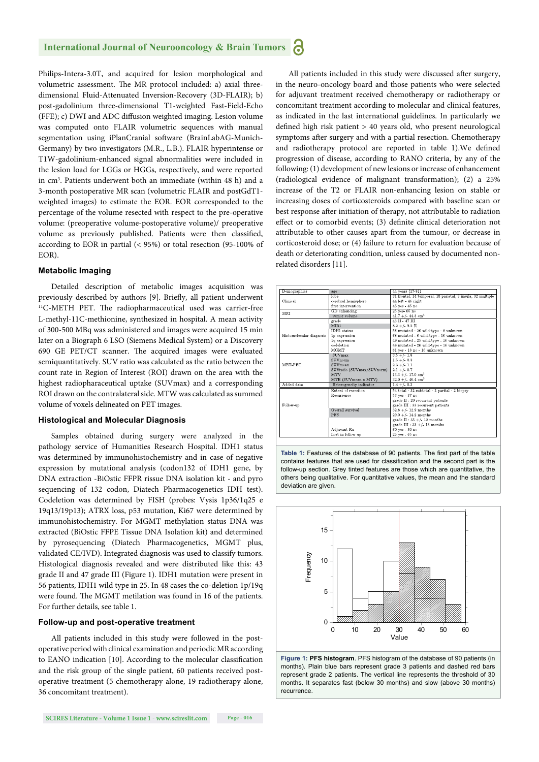Philips-Intera-3.0T, and acquired for lesion morphological and volumetric assessment. The MR protocol included: a) axial three-dimensional Fluid-Attenuated Inversion-Recovery (3D-FLAIR); b) post-gadolinium three-dimensional T1-weighted Fast-Field-Echo (FFE); c) DWI and ADC diffusion weighted imaging. Lesion volume was computed onto FLAIR volumetric sequences with manual segmentation using iPlanCranial software (BrainLabAG-Munich-Germany) by two investigators (M.R., L.B.). FLAIR hyperintense or T1W-gadolinium-enhanced signal abnormalities were included in the lesion load for LGGs or HGGs, respectively, and were reported in $cm^3$. Patients underwent both an immediate (within 48 h) and a 3-month postoperative MR scan (volumetric FLAIR and postGdT1-weighted images) to estimate the EOR. EOR corresponded to the percentage of the volume resected with respect to the pre-operative volume: (preoperative volume-postoperative volume)/ preoperative volume as previously published. Patients were then classified, according to EOR in partial (< 95%) or total resection (95-100% of EOR).

### Metabolic Imaging

Detailed description of metabolic images acquisition was previously described by authors [9]. Briefly, all patient underwent [11]C-METH PET. The radiopharmaceutical used was carrier-free L-methyl-11C-methionine, synthesized in hospital. A mean activity of 300-500 MBq was administered and images were acquired 15 min later on a Biograph 6 LSO (Siemens Medical System) or a Discovery 690 GE PET/CT scanner. The acquired images were evaluated semiquantitatively. SUV ratio was calculated as the ratio between the count rate in Region of Interest (ROI) drawn on the area with the highest radiopharmaceutical uptake (SUVmax) and a corresponding ROI drawn on the contralateral side. MTW was calculated as summed volume of voxels delineated on PET images.

### Histological and Molecular Diagnosis

Samples obtained during surgery were analyzed in the pathology service of Humanities Research Hospital. IDH1 status was determined by immunohistochemistry and in case of negative expression by mutational analysis (codon132 of IDH1 gene, by DNA extraction -BiOstic FFPR rissue DNA isolation kit - and pyro sequencing of 132 codon, Diatech Pharmacogenetics IDH test). Codeletion was determined by FISH (probes: Vysis 1p36/1q25 e 19q13/19p13); ATRX loss, p53 mutation, Ki67 were determined by immunohistochemistry. For MGMT methylation status DNA was extracted (BiOstic FFPE Tissue DNA Isolation kit) and determined by pyrosequencing (Diatech Pharmacogenetics, MGMT plus, validated CE/IVD). Integrated diagnosis was used to classify tumors. Histological diagnosis revealed and were distributed like this: 43 grade II and 47 grade III (Figure 1). IDH1 mutation were present in 56 patients, IDH1 wild type in 25. In 48 cases the co-deletion 1p/19q were found. The MGMT metilation was found in 16 of the patients. For further details, see table 1.

### Follow-up and post-operative treatment

All patients included in this study were followed in the post-operative period with clinical examination and periodic MR according to EANO indication [10]. According to the molecular classification and the risk group of the single patient, 60 patients received post-operative treatment (5 chemotherapy alone, 19 radiotherapy alone, 36 concomitant treatment).

All patients included in this study were discussed after surgery, in the neuro-oncology board and those patients who were selected for adjuvant treatment received chemotherapy or radiotherapy or concomitant treatment according to molecular and clinical features, as indicated in the last international guidelines. In particularly we defined high risk patient > 40 years old, who present neurological symptoms after surgery and with a partial resection. Chemotherapy and radiotherapy protocol are reported in table 1).We defined progression of disease, according to RANO criteria, by any of the following: (1) development of new lesions or increase of enhancement (radiological evidence of malignant transformation); (2) a 25% increase of the T2 or FLAIR non-enhancing lesion on stable or increasing doses of corticosteroids compared with baseline scan or best response after initiation of therapy, not attributable to radiation effect or to comorbid events; (3) definite clinical deterioration not attributable to other causes apart from the tumour, or decrease in corticosteroid dose; or (4) failure to return for evaluation because of death or deteriorating condition, unless caused by documented non-related disorders [11].

| Demographics | age | 44 years (17-81) |
|---|---|---|
| Clinical | lobe | 31 frontal, 14 temporal, 10 parietal, 3 insula, 32 multiple |
| | cerebral hemisphere | 44 left - 46 right |
| | first intervention | 45 yes - 45 no |
| MRI | GD enhancing | 25 yes- 65 no |
| | tumor volume | 41.7 +/- 44.3 $cm^3$ |
| Histomolecular diagnosis | grade | 43 II - 47 III |
| | MIB1 | 8.2 +/- 9.2 % |
| | IDH1 status | 56 mutated - 26 wild-type - 8 unknown |
| | 1p expression | 68 mutated - 6 wild-type - 16 unknown |
| | 1q expression | 49 mutated - 25 wild-type - 16 unknown |
| | codeletion | 48 mutated - 26 wild-type - 16 unknown |
| | MGMT | 61 yes - 13 no - 16 unknown |
| MET-PET | SUVmax | 3.5 +/- 1.8 |
| | SUVnorm | 1.5 +/- 0.3 |
| | SUVmean | 2.3 +/- 1.1 |
| | SUVratio (SUVmax/SUVnorm) | 2.1 +/- 0.7 |
| | MTV | 13.3 +/- 17.0 $cm^3$ |
| | MTB (SUVmean x MTV) | 32.0 +/- 46.4 $cm^3$ |
| Added data | Heterogeneity indicator | 1.4 +/- 0.3 |
| Follow-up | Extent of resection | 54 total - 32 subtotal - 2 partial - 2 biopsy |
| | Recurrence | 53 yes - 37 no |
| | | grade II : 20 recurrent patients |
| | | grade III : 33 recurrent patients |
| | Overall survival | 32.8 +/- 12.9 months |
| | PFS | 29.0 +/- 14.2 months |
| | | grade II : 35 +/- 12 months |
| | | grade III : 23 +/- 13 months |
| | Adjuvant Rx | 60 yes - 30 no |
| | Lost in follow-up | 25 yes - 65 no |

**Table 1:** Features of the database of 90 patients. The first part of the table contains features that are used for classification and the second part is the follow-up section. Grey tinted features are those which are quantitative, the others being qualitative. For quantitative values, the mean and the standard deviation are given.

**Figure 1: PFS histogram**. PFS histogram of the database of 90 patients (in months). Plain blue bars represent grade 3 patients and dashed red bars represent grade 2 patients. The vertical line represents the threshold of 30 months. It separates fast (below 30 months) and slow (above 30 months) recurrence.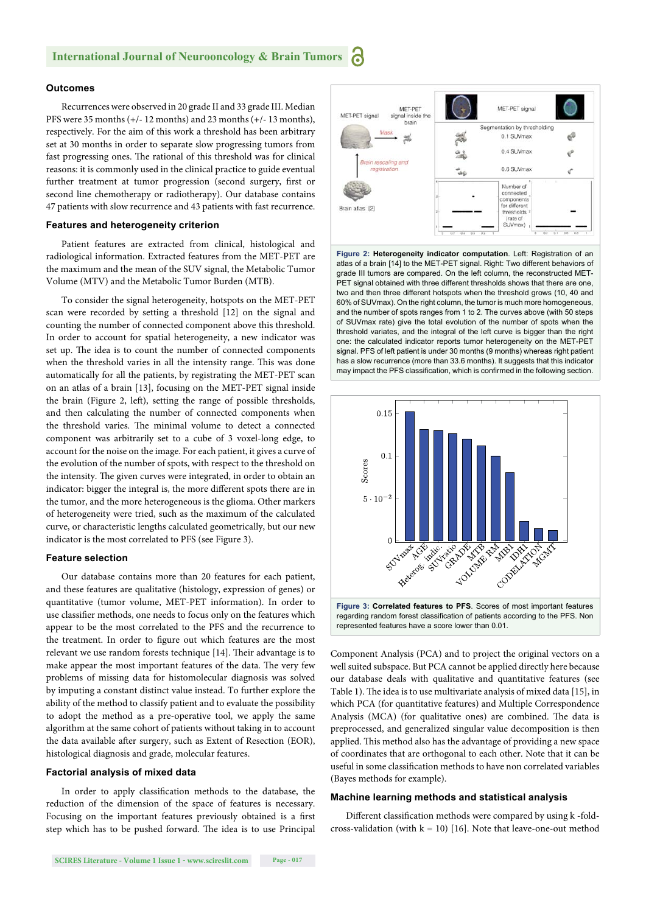### Outcomes

Recurrences were observed in 20 grade II and 33 grade III. Median PFS were 35 months (+/- 12 months) and 23 months (+/- 13 months), respectively. For the aim of this work a threshold has been arbitrary set at 30 months in order to separate slow progressing tumors from fast progressing ones. The rational of this threshold was for clinical reasons: it is commonly used in the clinical practice to guide eventual further treatment at tumor progression (second surgery, first or second line chemotherapy or radiotherapy). Our database contains 47 patients with slow recurrence and 43 patients with fast recurrence.

### Features and heterogeneity criterion

Patient features are extracted from clinical, histological and radiological information. Extracted features from the MET-PET are the maximum and the mean of the SUV signal, the Metabolic Tumor Volume (MTV) and the Metabolic Tumor Burden (MTB).

To consider the signal heterogeneity, hotspots on the MET-PET scan were recorded by setting a threshold [12] on the signal and counting the number of connected component above this threshold. In order to account for spatial heterogeneity, a new indicator was set up. The idea is to count the number of connected components when the threshold varies in all the intensity range. This was done automatically for all the patients, by registrating the MET-PET scan on an atlas of a brain [13], focusing on the MET-PET signal inside the brain (Figure 2, left), setting the range of possible thresholds, and then calculating the number of connected components when the threshold varies. The minimal volume to detect a connected component was arbitrarily set to a cube of 3 voxel-long edge, to account for the noise on the image. For each patient, it gives a curve of the evolution of the number of spots, with respect to the threshold on the intensity. The given curves were integrated, in order to obtain an indicator: bigger the integral is, the more different spots there are in the tumor, and the more heterogeneous is the glioma. Other markers of heterogeneity were tried, such as the maximum of the calculated curve, or characteristic lengths calculated geometrically, but our new indicator is the most correlated to PFS (see Figure 3).

### Feature selection

Our database contains more than 20 features for each patient, and these features are qualitative (histology, expression of genes) or quantitative (tumor volume, MET-PET information). In order to use classifier methods, one needs to focus only on the features which appear to be the most correlated to the PFS and the recurrence to the treatment. In order to figure out which features are the most relevant we use random forests technique [14]. Their advantage is to make appear the most important features of the data. The very few problems of missing data for histomolecular diagnosis was solved by imputing a constant distinct value instead. To further explore the ability of the method to classify patient and to evaluate the possibility to adopt the method as a pre-operative tool, we apply the same algorithm at the same cohort of patients without taking in to account the data available after surgery, such as Extent of Resection (EOR), histological diagnosis and grade, molecular features.

### Factorial analysis of mixed data

In order to apply classification methods to the database, the reduction of the dimension of the space of features is necessary. Focusing on the important features previously obtained is a first step which has to be pushed forward. The idea is to use Principal Component Analysis (PCA) and to project the original vectors on a well suited subspace. But PCA cannot be applied directly here because our database deals with qualitative and quantitative features (see Table 1). The idea is to use multivariate analysis of mixed data [15], in which PCA (for quantitative features) and Multiple Correspondence Analysis (MCA) (for qualitative ones) are combined. The data is preprocessed, and generalized singular value decomposition is then applied. This method also has the advantage of providing a new space of coordinates that are orthogonal to each other. Note that it can be useful in some classification methods to have non correlated variables (Bayes methods for example).

**Figure 2: Heterogeneity indicator computation**. Left: Registration of an atlas of a brain [14] to the MET-PET signal. Right: Two different behaviors of grade III tumors are compared. On the left column, the reconstructed MET-PET signal obtained with three different thresholds shows that there are one, two and then three different hotspots when the threshold grows (10, 40 and 60% of SUVmax). On the right column, the tumor is much more homogeneous, and the number of spots ranges from 1 to 2. The curves above (with 50 steps of SUVmax rate) give the total evolution of the number of spots when the threshold variates, and the integral of the left curve is bigger than the right one: the calculated indicator reports tumor heterogeneity on the MET-PET signal. PFS of left patient is under 30 months (9 months) whereas right patient has a slow recurrence (more than 33.6 months). It suggests that this indicator may impact the PFS classification, which is confirmed in the following section.

**Figure 3: Correlated features to PFS**. Scores of most important features regarding random forest classification of patients according to the PFS. Non represented features have a score lower than 0.01.

### Machine learning methods and statistical analysis

Different classification methods were compared by using k -fold-cross-validation (with k = 10) [16]. Note that leave-one-out method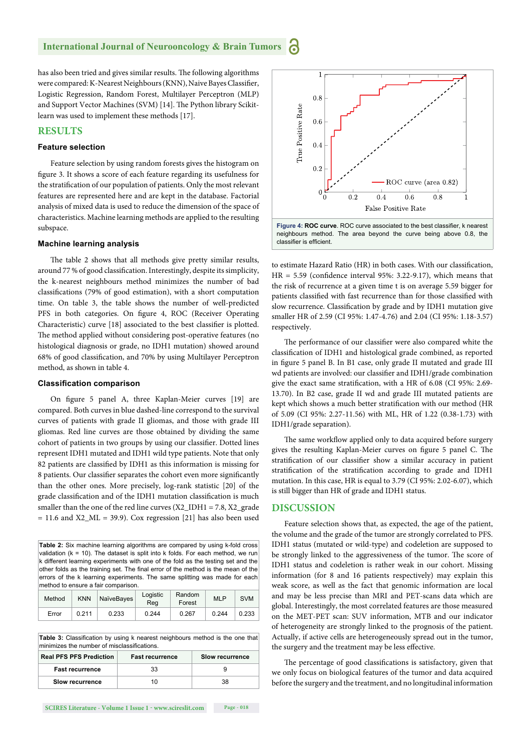has also been tried and gives similar results. The following algorithms were compared: K-Nearest Neighbours (KNN), Naive Bayes Classifier, Logistic Regression, Random Forest, Multilayer Perceptron (MLP) and Support Vector Machines (SVM) [14]. The Python library Scikit-learn was used to implement these methods [17].

## RESULTS

### Feature selection

Feature selection by using random forests gives the histogram on figure 3. It shows a score of each feature regarding its usefulness for the stratification of our population of patients. Only the most relevant features are represented here and are kept in the database. Factorial analysis of mixed data is used to reduce the dimension of the space of characteristics. Machine learning methods are applied to the resulting subspace.

### Machine learning analysis

The table 2 shows that all methods give pretty similar results, around 77 % of good classification. Interestingly, despite its simplicity, the k-nearest neighbours method minimizes the number of bad classifications (79% of good estimation), with a short computation time. On table 3, the table shows the number of well-predicted PFS in both categories. On figure 4, ROC (Receiver Operating Characteristic) curve [18] associated to the best classifier is plotted. The method applied without considering post-operative features (no histological diagnosis or grade, no IDH1 mutation) showed around 68% of good classification, and 70% by using Multilayer Perceptron method, as shown in table 4.

### Classification comparison

On figure 5 panel A, three Kaplan-Meier curves [19] are compared. Both curves in blue dashed-line correspond to the survival curves of patients with grade II gliomas, and those with grade III gliomas. Red line curves are those obtained by dividing the same cohort of patients in two groups by using our classifier. Dotted lines represent IDH1 mutated and IDH1 wild type patients. Note that only 82 patients are classified by IDH1 as this information is missing for 8 patients. Our classifier separates the cohort even more significantly than the other ones. More precisely, log-rank statistic [20] of the grade classification and of the IDH1 mutation classification is much smaller than the one of the red line curves ($X2\_IDH1 = 7.8$, $X2\_grade = 11.6$ and $X2\_ML = 39.9$). Cox regression [21] has also been used

Table 2: Six machine learning algorithms are compared by using k-fold cross validation (k = 10). The dataset is split into k folds. For each method, we run k different learning experiments with one of the fold as the testing set and the other folds as the training set. The final error of the method is the mean of the errors of the k learning experiments. The same splitting was made for each method to ensure a fair comparison.

| Method | KNN | NaïveBayes | Logistic Reg | Random Forest | MLP | SVM |
|---|---|---|---|---|---|---|
| Error | 0.211 | 0.233 | 0.244 | 0.267 | 0.244 | 0.233 |

Table 3: Classification by using k nearest neighbours method is the one that minimizes the number of misclassifications.

| Real PFS PFS Prediction | Fast recurrence | Slow recurrence |
|---|---|---|
| Fast recurrence | 33 | 9 |
| Slow recurrence | 10 | 38 |

**Figure 4: ROC curve**. ROC curve associated to the best classifier, k nearest neighbours method. The area beyond the curve being above 0.8, the classifier is efficient.

to estimate Hazard Ratio (HR) in both cases. With our classification, HR = 5.59 (confidence interval 95%: 3.22-9.17), which means that the risk of recurrence at a given time t is on average 5.59 bigger for patients classified with fast recurrence than for those classified with slow recurrence. Classification by grade and by IDH1 mutation give smaller HR of 2.59 (CI 95%: 1.47-4.76) and 2.04 (CI 95%: 1.18-3.57) respectively.

The performance of our classifier were also compared white the classification of IDH1 and histological grade combined, as reported in figure 5 panel B. In B1 case, only grade II mutated and grade III wd patients are involved: our classifier and IDH1/grade combination give the exact same stratification, with a HR of 6.08 (CI 95%: 2.69-13.70). In B2 case, grade II wd and grade III mutated patients are kept which shows a much better stratification with our method (HR of 5.09 (CI 95%: 2.27-11.56) with ML, HR of 1.22 (0.38-1.73) with IDH1/grade separation).

The same workflow applied only to data acquired before surgery gives the resulting Kaplan-Meier curves on figure 5 panel C. The stratification of our classifier show a similar accuracy in patient stratification of the stratification according to grade and IDH1 mutation. In this case, HR is equal to 3.79 (CI 95%: 2.02-6.07), which is still bigger than HR of grade and IDH1 status.

## DISCUSSION

Feature selection shows that, as expected, the age of the patient, the volume and the grade of the tumor are strongly correlated to PFS. IDH1 status (mutated or wild-type) and codeletion are supposed to be strongly linked to the aggressiveness of the tumor. The score of IDH1 status and codeletion is rather weak in our cohort. Missing information (for 8 and 16 patients respectively) may explain this weak score, as well as the fact that genomic information are local and may be less precise than MRI and PET-scans data which are global. Interestingly, the most correlated features are those measured on the MET-PET scan: SUV information, MTB and our indicator of heterogeneity are strongly linked to the prognosis of the patient. Actually, if active cells are heterogeneously spread out in the tumor, the surgery and the treatment may be less effective.

The percentage of good classifications is satisfactory, given that we only focus on biological features of the tumor and data acquired before the surgery and the treatment, and no longitudinal information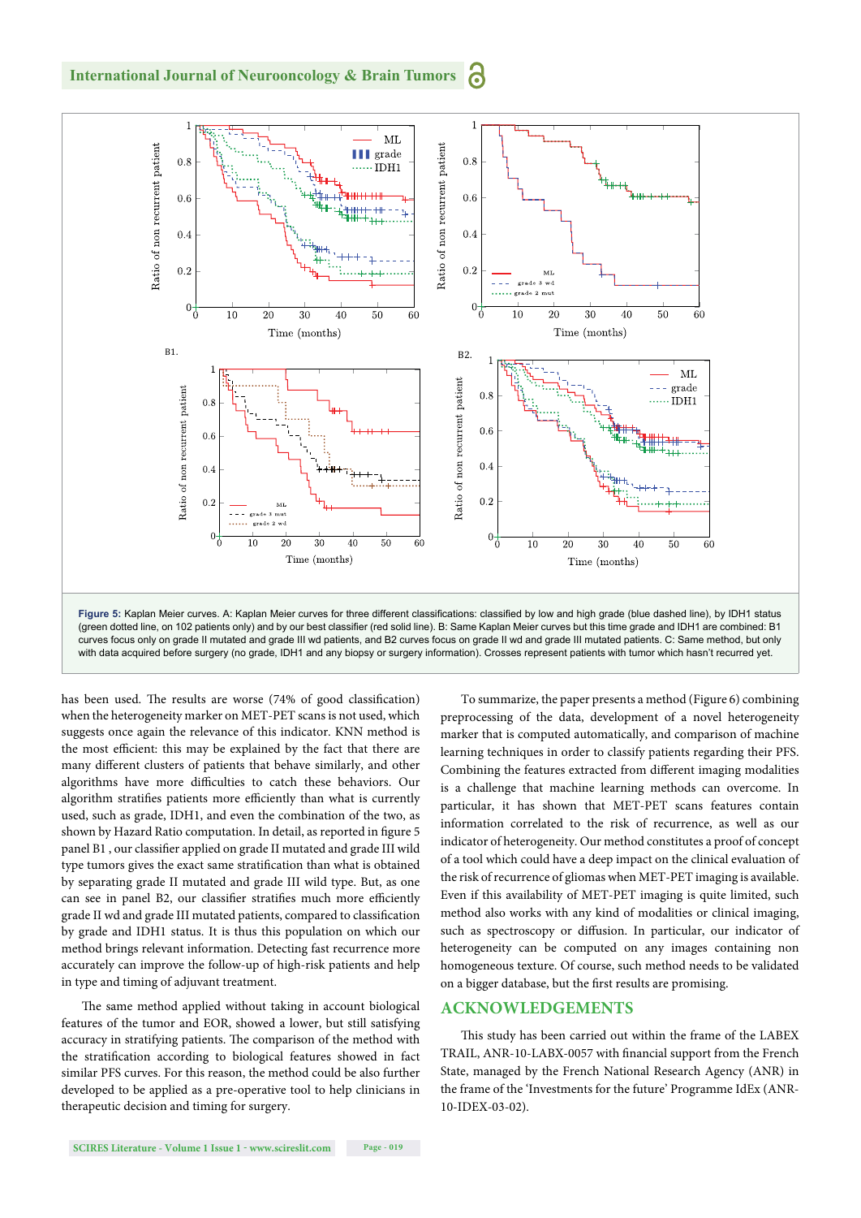**Figure 5:** Kaplan Meier curves. A: Kaplan Meier curves for three different classifications: classified by low and high grade (blue dashed line), by IDH1 status (green dotted line, on 102 patients only) and by our best classifier (red solid line). B: Same Kaplan Meier curves but this time grade and IDH1 are combined: B1 curves focus only on grade II mutated and grade III wd patients, and B2 curves focus on grade II wd and grade III mutated patients. C: Same method, but only with data acquired before surgery (no grade, IDH1 and any biopsy or surgery information). Crosses represent patients with tumor which hasn't recurred yet.

has been used. The results are worse (74% of good classification) when the heterogeneity marker on MET-PET scans is not used, which suggests once again the relevance of this indicator. KNN method is the most efficient: this may be explained by the fact that there are many different clusters of patients that behave similarly, and other algorithms have more difficulties to catch these behaviors. Our algorithm stratifies patients more efficiently than what is currently used, such as grade, IDH1, and even the combination of the two, as shown by Hazard Ratio computation. In detail, as reported in figure 5 panel B1 , our classifier applied on grade II mutated and grade III wild type tumors gives the exact same stratification than what is obtained by separating grade II mutated and grade III wild type. But, as one can see in panel B2, our classifier stratifies much more efficiently grade II wd and grade III mutated patients, compared to classification by grade and IDH1 status. It is thus this population on which our method brings relevant information. Detecting fast recurrence more accurately can improve the follow-up of high-risk patients and help in type and timing of adjuvant treatment.

The same method applied without taking in account biological features of the tumor and EOR, showed a lower, but still satisfying accuracy in stratifying patients. The comparison of the method with the stratification according to biological features showed in fact similar PFS curves. For this reason, the method could be also further developed to be applied as a pre-operative tool to help clinicians in therapeutic decision and timing for surgery.

To summarize, the paper presents a method (Figure 6) combining preprocessing of the data, development of a novel heterogeneity marker that is computed automatically, and comparison of machine learning techniques in order to classify patients regarding their PFS. Combining the features extracted from different imaging modalities is a challenge that machine learning methods can overcome. In particular, it has shown that MET-PET scans features contain information correlated to the risk of recurrence, as well as our indicator of heterogeneity. Our method constitutes a proof of concept of a tool which could have a deep impact on the clinical evaluation of the risk of recurrence of gliomas when MET-PET imaging is available. Even if this availability of MET-PET imaging is quite limited, such method also works with any kind of modalities or clinical imaging, such as spectroscopy or diffusion. In particular, our indicator of heterogeneity can be computed on any images containing non homogeneous texture. Of course, such method needs to be validated on a bigger database, but the first results are promising.

## ACKNOWLEDGEMENTS

This study has been carried out within the frame of the LABEX TRAIL, ANR-10-LABX-0057 with financial support from the French State, managed by the French National Research Agency (ANR) in the frame of the 'Investments for the future' Programme IdEx (ANR-10-IDEX-03-02).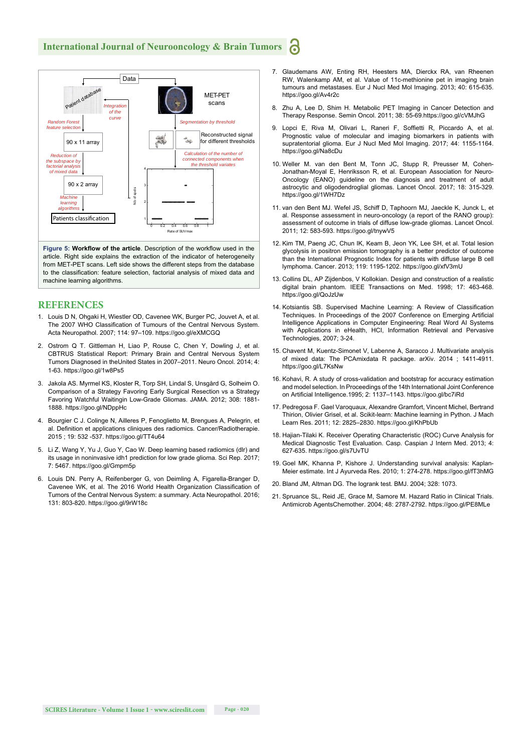Data

Patient database

Integration of the curve

MET-PET scans

Random Forest feature selection

90 x 11 array

Segmentation by threshold

Reconstructed signal for different thresholds

Reduction of the subspace by factorial analysis of mixed data

Calculation of the number of connected components when the threshold variates

90 x 2 array

Machine learning algorithms

Patients classification

Nb of spots

Rate of SUVmax

0 0.2 0.4 0.6 0.8 1

1 2 3 4

**Figure 5: Workflow of the article**. Description of the workflow used in the article. Right side explains the extraction of the indicator of heterogeneity from MET-PET scans. Left side shows the different steps from the database to the classification: feature selection, factorial analysis of mixed data and machine learning algorithms.

# REFERENCES

1. Louis D N, Ohgaki H, Wiestler OD, Cavenee WK, Burger PC, Jouvet A, et al. The 2007 WHO Classification of Tumours of the Central Nervous System. Acta Neuropathol. 2007; 114: 97–109. https://goo.gl/eXMCGQ
2. Ostrom Q T. Gittleman H, Liao P, Rouse C, Chen Y, Dowling J, et al. CBTRUS Statistical Report: Primary Brain and Central Nervous System Tumors Diagnosed in theUnited States in 2007–2011. Neuro Oncol. 2014; 4: 1-63. https://goo.gl/1w8Ps5
3. Jakola AS. Myrmel KS, Kloster R, Torp SH, Lindal S, Unsgård G, Solheim O. Comparison of a Strategy Favoring Early Surgical Resection vs a Strategy Favoring Watchful Waitingin Low-Grade Gliomas. JAMA. 2012; 308: 1881-1888. https://goo.gl/NDppHc
4. Bourgier C J. Colinge N, Ailleres P, Fenoglietto M, Brengues A, Pelegrin, et al. Definition et applications cliniques des radiomics. Cancer/Radiotherapie. 2015 ; 19: 532 -537. https://goo.gl/TT4u64
5. Li Z, Wang Y, Yu J, Guo Y, Cao W. Deep learning based radiomics (dlr) and its usage in noninvasive idh1 prediction for low grade glioma. Sci Rep. 2017; 7: 5467. https://goo.gl/Gmpm5p
6. Louis DN. Perry A, Reifenberger G, von Deimling A, Figarella-Branger D, Cavenee WK, et al. The 2016 World Health Organization Classification of Tumors of the Central Nervous System: a summary. Acta Neuropathol. 2016; 131: 803-820. https://goo.gl/9rW18c
7. Glaudemans AW, Enting RH, Heesters MA, Dierckx RA, van Rheenen RW, Walenkamp AM, et al. Value of 11c-methionine pet in imaging brain tumours and metastases. Eur J Nucl Med Mol Imaging. 2013; 40: 615-635. https://goo.gl/Av4r2c
8. Zhu A, Lee D, Shim H. Metabolic PET Imaging in Cancer Detection and Therapy Response. Semin Oncol. 2011; 38: 55-69.https://goo.gl/cVMJhG
9. Lopci E, Riva M, Olivari L, Raneri F, Soffietti R, Piccardo A, et al. Prognostic value of molecular and imaging biomarkers in patients with supratentorial glioma. Eur J Nucl Med Mol Imaging. 2017; 44: 1155-1164. https://goo.gl/Na8cDu
10. Weller M. van den Bent M, Tonn JC, Stupp R, Preusser M, Cohen-Jonathan-Moyal E, Henriksson R, et al. European Association for Neuro-Oncology (EANO) guideline on the diagnosis and treatment of adult astrocytic and oligodendroglial gliomas. Lancet Oncol. 2017; 18: 315-329. https://goo.gl/1WH7Dz
11. van den Bent MJ. Wefel JS, Schiff D, Taphoorn MJ, Jaeckle K, Junck L, et al. Response assessment in neuro-oncology (a report of the RANO group): assessment of outcome in trials of diffuse low-grade gliomas. Lancet Oncol. 2011; 12: 583-593. https://goo.gl/tnywV5
12. Kim TM, Paeng JC, Chun IK, Keam B, Jeon YK, Lee SH, et al. Total lesion glycolysis in positron emission tomography is a better predictor of outcome than the International Prognostic Index for patients with diffuse large B cell lymphoma. Cancer. 2013; 119: 1195-1202. https://goo.gl/xfV3mU
13. Collins DL, AP Zijdenbos, V Kollokian. Design and construction of a realistic digital brain phantom. IEEE Transactions on Med. 1998; 17: 463-468. https://goo.gl/QoJzUw
14. Kotsiantis SB. Supervised Machine Learning: A Review of Classification Techniques. In Proceedings of the 2007 Conference on Emerging Artificial Intelligence Applications in Computer Engineering: Real Word AI Systems with Applications in eHealth, HCI, Information Retrieval and Pervasive Technologies, 2007; 3-24.
15. Chavent M, Kuentz-Simonet V, Labenne A, Saracco J. Multivariate analysis of mixed data: The PCAmixdata R package. arXiv. 2014 ; 1411-4911. https://goo.gl/L7KsNw
16. Kohavi, R. A study of cross-validation and bootstrap for accuracy estimation and model selection. In Proceedings of the 14th International Joint Conference on Artificial Intelligence.1995; 2: 1137–1143. https://goo.gl/bc7iRd
17. Pedregosa F. Gael Varoquaux, Alexandre Gramfort, Vincent Michel, Bertrand Thirion, Olivier Grisel, et al. Scikit-learn: Machine learning in Python. J Mach Learn Res. 2011; 12: 2825–2830. https://goo.gl/KhPbUb
18. Hajian-Tilaki K. Receiver Operating Characteristic (ROC) Curve Analysis for Medical Diagnostic Test Evaluation. Casp. Caspian J Intern Med. 2013; 4: 627-635. https://goo.gl/s7UvTU
19. Goel MK, Khanna P, Kishore J. Understanding survival analysis: Kaplan-Meier estimate. Int J Ayurveda Res. 2010; 1: 274-278. https://goo.gl/fT3hMG
20. Bland JM, Altman DG. The logrank test. BMJ. 2004; 328: 1073.
21. Spruance SL, Reid JE, Grace M, Samore M. Hazard Ratio in Clinical Trials. Antimicrob AgentsChemother. 2004; 48: 2787-2792. https://goo.gl/PE8MLe